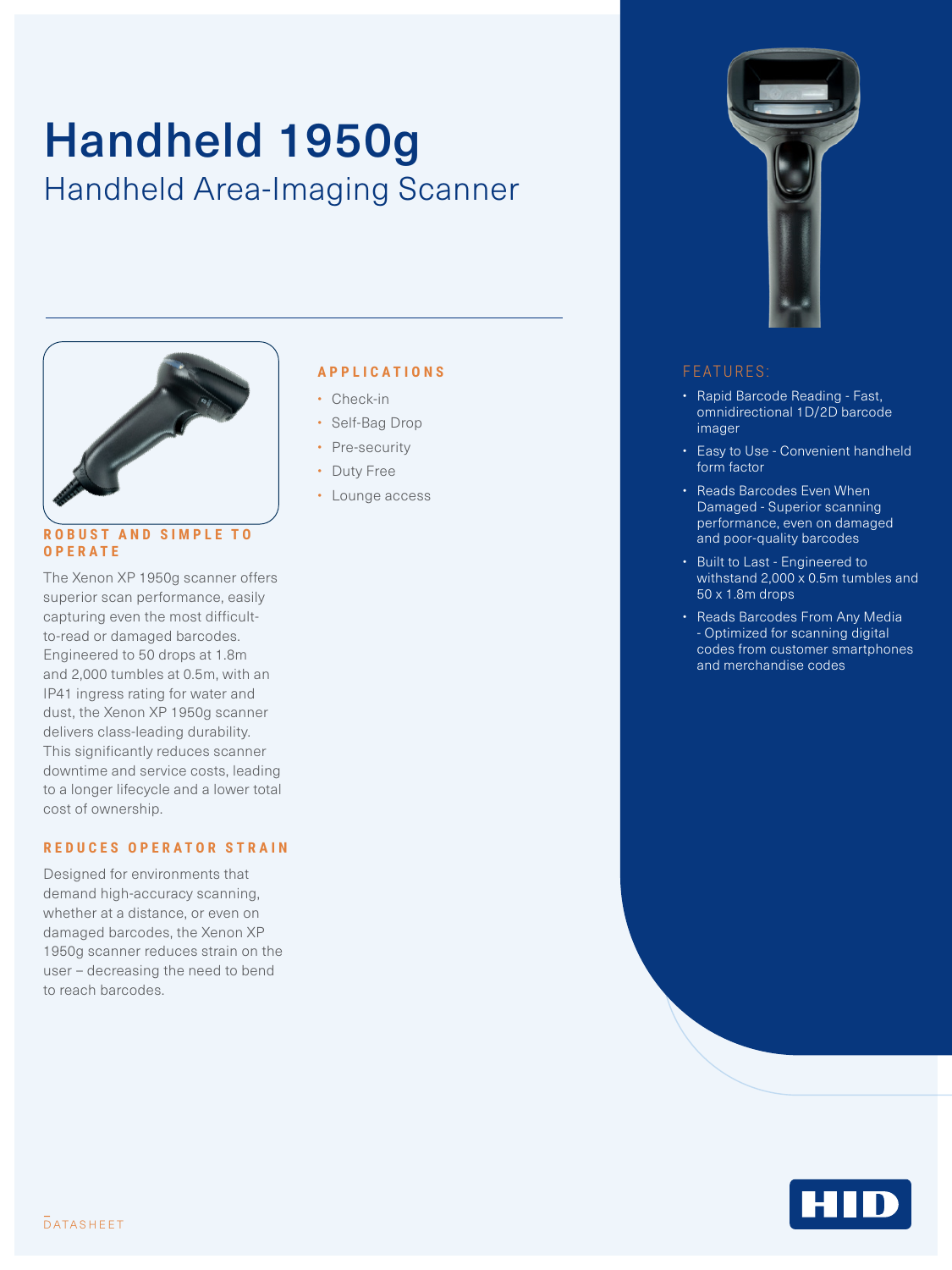# Handheld 1950g

## Handheld Area-Imaging Scanner

### ROBUST AND SIMPLE TO OPERATE

The Xenon XP 1950g scanner offers superior scan performance, easily capturing even the most difficult-to-read or damaged barcodes. Engineered to 50 drops at 1.8m and 2,000 tumbles at 0.5m, with an IP41 ingress rating for water and dust, the Xenon XP 1950g scanner delivers class-leading durability. This significantly reduces scanner downtime and service costs, leading to a longer lifecycle and a lower total cost of ownership.

### REDUCES OPERATOR STRAIN

Designed for environments that demand high-accuracy scanning, whether at a distance, or even on damaged barcodes, the Xenon XP 1950g scanner reduces strain on the user – decreasing the need to bend to reach barcodes.

### APPLICATIONS

- Check-in
- Self-Bag Drop
- Pre-security
- Duty Free
- Lounge access

### FEATURES:

- Rapid Barcode Reading - Fast, omnidirectional 1D/2D barcode imager
- Easy to Use - Convenient handheld form factor
- Reads Barcodes Even When Damaged - Superior scanning performance, even on damaged and poor-quality barcodes
- Built to Last - Engineered to withstand 2,000 x 0.5m tumbles and 50 x 1.8m drops
- Reads Barcodes From Any Media - Optimized for scanning digital codes from customer smartphones and merchandise codes

DATASHEET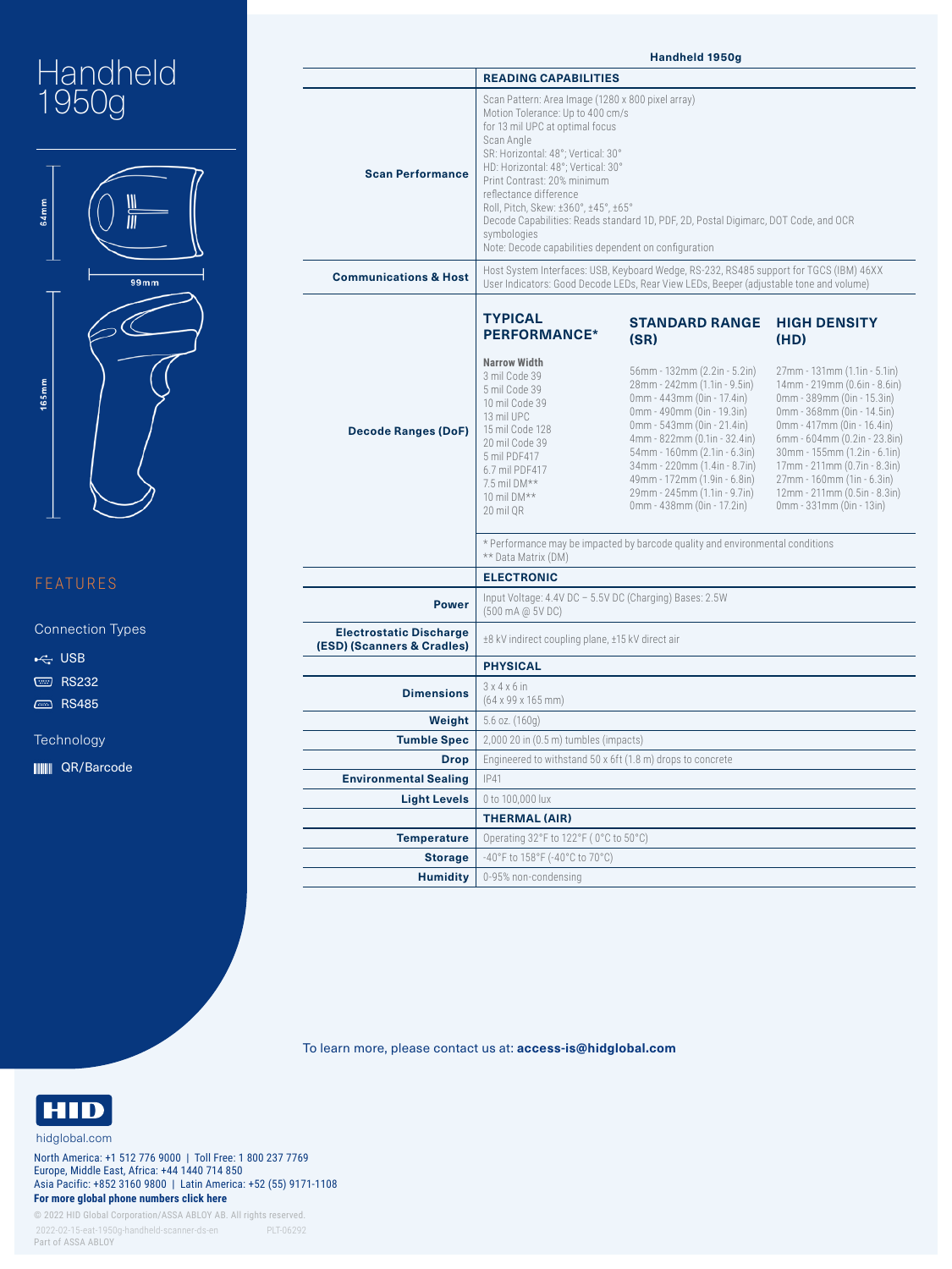# Handheld 1950g

64mm

99mm

165mm

## FEATURES

Connection Types

- USB
- RS232
- RS485

Technology

- QR/Barcode

| | Handheld 1950g |
|---|---|
| | **READING CAPABILITIES** |
| **Scan Performance** | Scan Pattern: Area Image (1280 x 800 pixel array)<br>Motion Tolerance: Up to 400 cm/s for 13 mil UPC at optimal focus<br>Scan Angle<br>SR: Horizontal: 48°; Vertical: 30°<br>HD: Horizontal: 48°; Vertical: 30°<br>Print Contrast: 20% minimum reflectance difference<br>Roll, Pitch, Skew: ±360°, ±45°, ±65°<br>Decode Capabilities: Reads standard 1D, PDF, 2D, Postal Digimarc, DOT Code, and OCR symbologies<br>Note: Decode capabilities dependent on configuration |
| **Communications & Host** | Host System Interfaces: USB, Keyboard Wedge, RS-232, RS485 support for TGCS (IBM) 46XX<br>User Indicators: Good Decode LEDs, Rear View LEDs, Beeper (adjustable tone and volume) |

**Decode Ranges (DoF)**

| TYPICAL PERFORMANCE* | STANDARD RANGE (SR) | HIGH DENSITY (HD) |
|---|---|---|
| **Narrow Width** | | |
| 3 mil Code 39 | 56mm - 132mm (2.2in - 5.2in) | 27mm - 131mm (1.1in - 5.1in) |
| 5 mil Code 39 | 28mm - 242mm (1.1in - 9.5in) | 14mm - 219mm (0.6in - 8.6in) |
| 10 mil Code 39 | 0mm - 443mm (0in - 17.4in) | 0mm - 389mm (0in - 15.3in) |
| 13 mil UPC | 0mm - 490mm (0in - 19.3in) | 0mm - 368mm (0in - 14.5in) |
| 15 mil Code 128 | 0mm - 543mm (0in - 21.4in) | 0mm - 417mm (0in - 16.4in) |
| 20 mil Code 39 | 4mm - 822mm (0.1in - 32.4in) | 6mm - 604mm (0.2in - 23.8in) |
| 5 mil PDF417 | 54mm - 160mm (2.1in - 6.3in) | 30mm - 155mm (1.2in - 6.1in) |
| 6.7 mil PDF417 | 34mm - 220mm (1.4in - 8.7in) | 17mm - 211mm (0.7in - 8.3in) |
| 7.5 mil DM** | 49mm - 172mm (1.9in - 6.8in) | 27mm - 160mm (1in - 6.3in) |
| 10 mil DM** | 29mm - 245mm (1.1in - 9.7in) | 12mm - 211mm (0.5in - 8.3in) |
| 20 mil QR | 0mm - 438mm (0in - 17.2in) | 0mm - 331mm (0in - 13in) |

* Performance may be impacted by barcode quality and environmental conditions
** Data Matrix (DM)

| | |
|---|---|
| | **ELECTRONIC** |
| **Power** | Input Voltage: 4.4V DC – 5.5V DC (Charging) Bases: 2.5W (500 mA @ 5V DC) |
| **Electrostatic Discharge (ESD) (Scanners & Cradles)** | ±8 kV indirect coupling plane, ±15 kV direct air |
| | **PHYSICAL** |
| **Dimensions** | 3 x 4 x 6 in (64 x 99 x 165 mm) |
| **Weight** | 5.6 oz. (160g) |
| **Tumble Spec** | 2,000 20 in (0.5 m) tumbles (impacts) |
| **Drop** | Engineered to withstand 50 x 6ft (1.8 m) drops to concrete |
| **Environmental Sealing** | IP41 |
| **Light Levels** | 0 to 100,000 lux |
| | **THERMAL (AIR)** |
| **Temperature** | Operating 32°F to 122°F ( 0°C to 50°C) |
| **Storage** | -40°F to 158°F (-40°C to 70°C) |
| **Humidity** | 0-95% non-condensing |

To learn more, please contact us at: **access-is@hidglobal.com**

HID

hidglobal.com

North America: +1 512 776 9000 | Toll Free: 1 800 237 7769
Europe, Middle East, Africa: +44 1440 714 850
Asia Pacific: +852 3160 9800 | Latin America: +52 (55) 9171-1108
**For more global phone numbers click here**

© 2022 HID Global Corporation/ASSA ABLOY AB. All rights reserved.
2022-02-15-eat-1950g-handheld-scanner-ds-en PLT-06292
Part of ASSA ABLOY